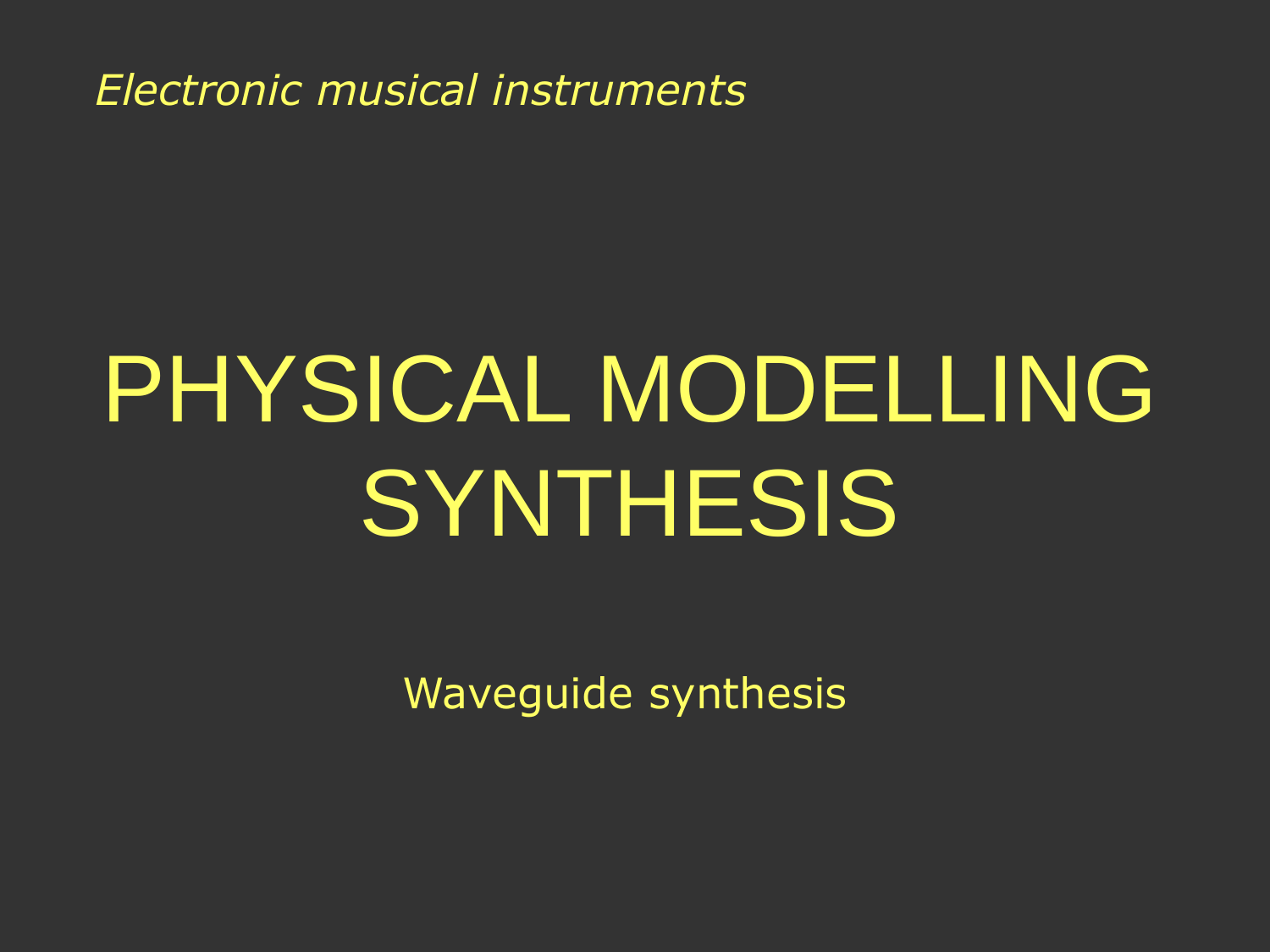*Electronic musical instruments*

# PHYSICAL MODELLING SYNTHESIS

Waveguide synthesis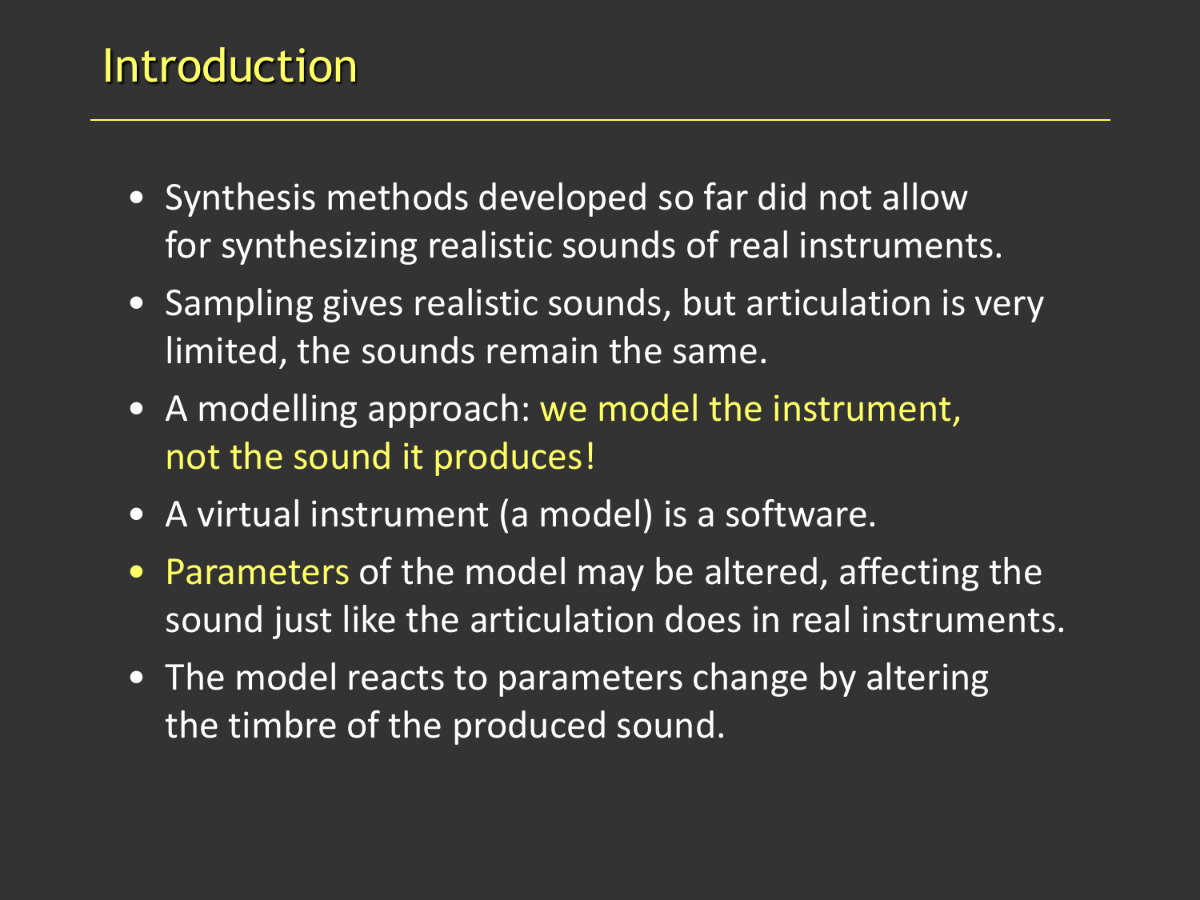# Introduction

- Synthesis methods developed so far did not allow for synthesizing realistic sounds of real instruments.
- Sampling gives realistic sounds, but articulation is very limited, the sounds remain the same.
- A modelling approach: we model the instrument, not the sound it produces!
- A virtual instrument (a model) is a software.
- Parameters of the model may be altered, affecting the sound just like the articulation does in real instruments.
- The model reacts to parameters change by altering the timbre of the produced sound.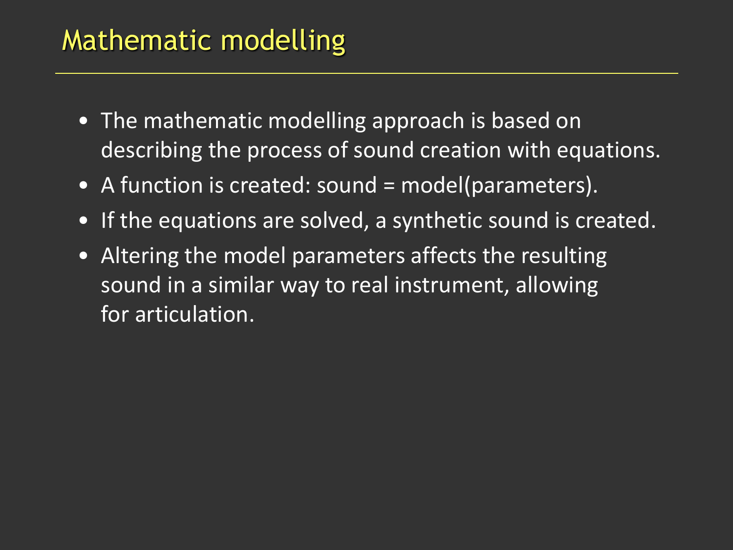# Mathematic modelling

- The mathematic modelling approach is based on describing the process of sound creation with equations.
- A function is created: sound = model(parameters).
- If the equations are solved, a synthetic sound is created.
- Altering the model parameters affects the resulting sound in a similar way to real instrument, allowing for articulation.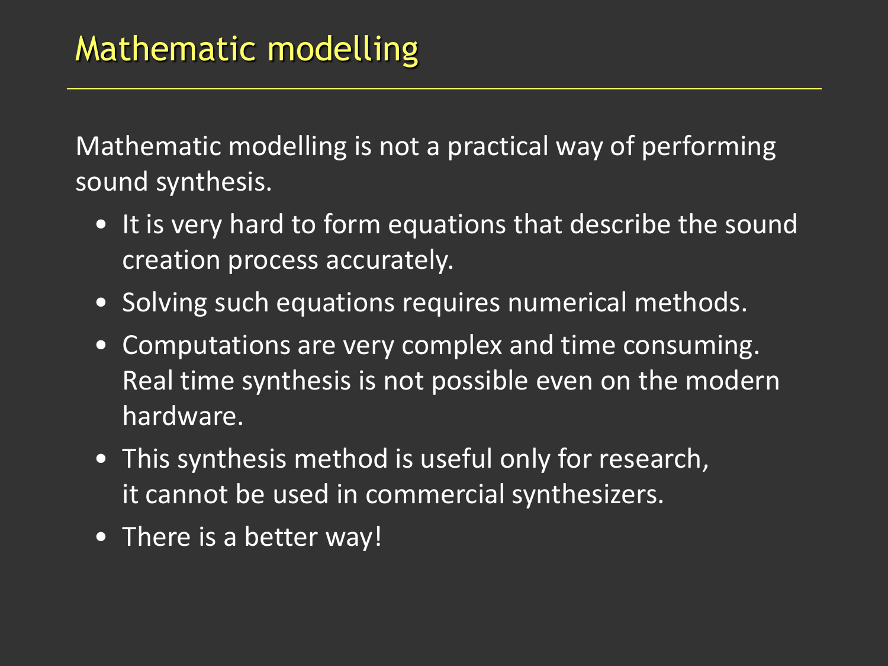# Mathematic modelling

Mathematic modelling is not a practical way of performing sound synthesis.

- It is very hard to form equations that describe the sound creation process accurately.
- Solving such equations requires numerical methods.
- Computations are very complex and time consuming. Real time synthesis is not possible even on the modern hardware.
- This synthesis method is useful only for research, it cannot be used in commercial synthesizers.
- There is a better way!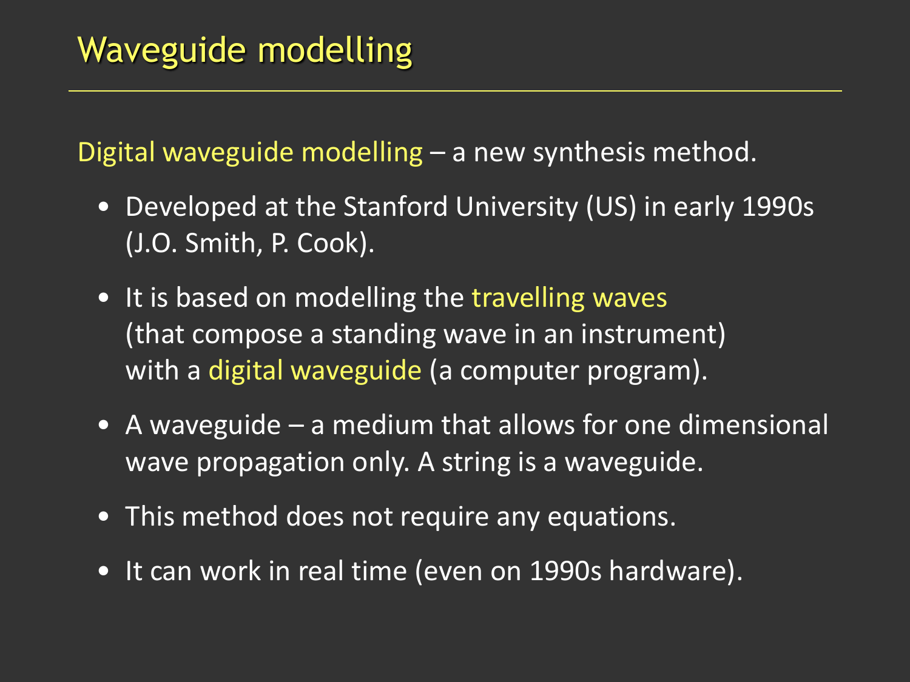# Waveguide modelling

Digital waveguide modelling – a new synthesis method.

- Developed at the Stanford University (US) in early 1990s (J.O. Smith, P. Cook).
- It is based on modelling the travelling waves (that compose a standing wave in an instrument) with a digital waveguide (a computer program).
- A waveguide – a medium that allows for one dimensional wave propagation only. A string is a waveguide.
- This method does not require any equations.
- It can work in real time (even on 1990s hardware).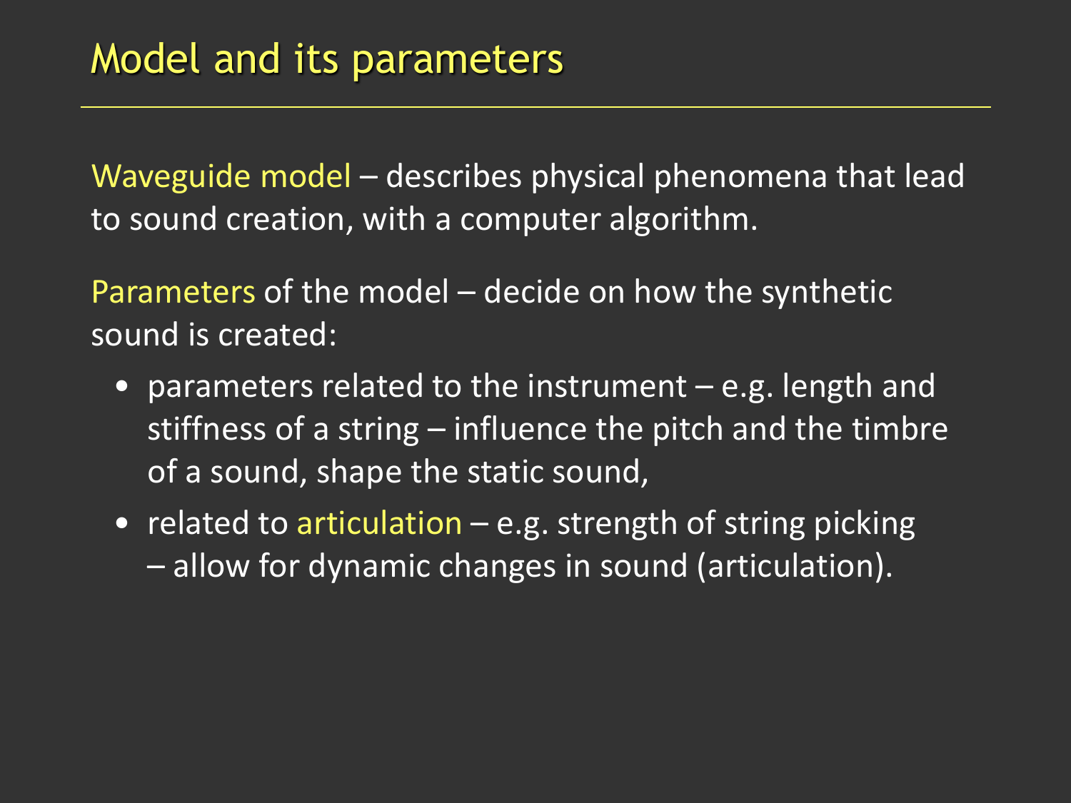# Model and its parameters

Waveguide model – describes physical phenomena that lead to sound creation, with a computer algorithm.

Parameters of the model – decide on how the synthetic sound is created:

- parameters related to the instrument – e.g. length and stiffness of a string – influence the pitch and the timbre of a sound, shape the static sound,
- related to articulation – e.g. strength of string picking – allow for dynamic changes in sound (articulation).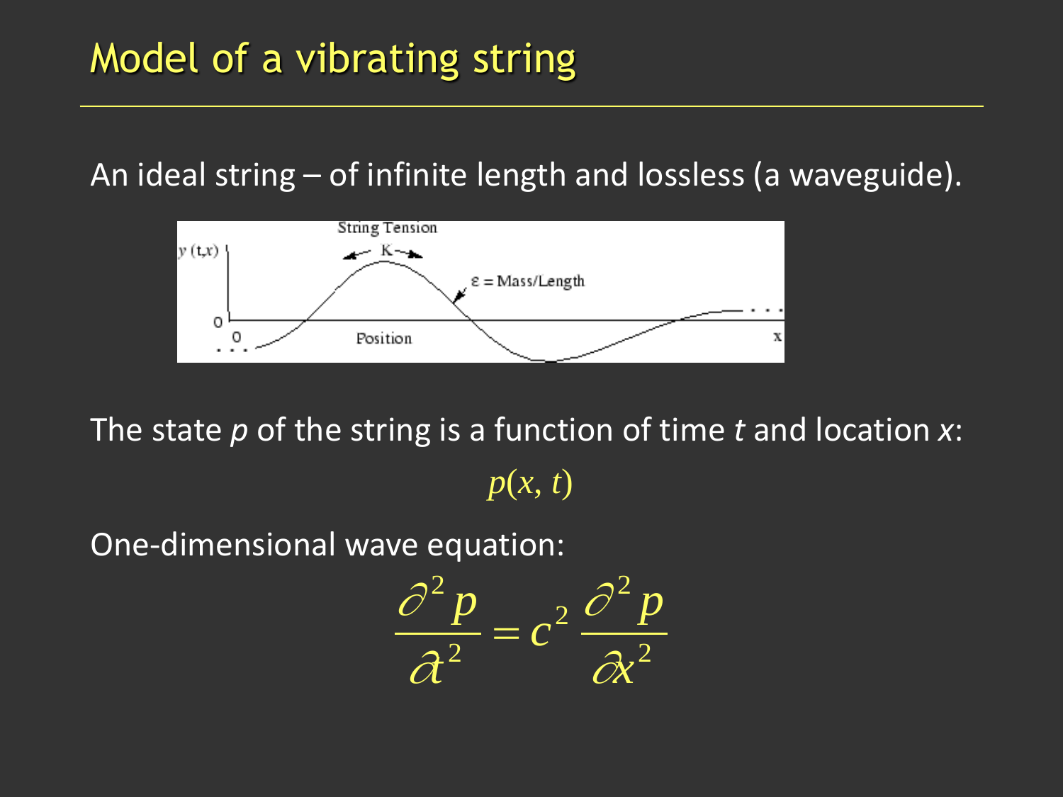# Model of a vibrating string

An ideal string – of infinite length and lossless (a waveguide).

The state $p$ of the string is a function of time $t$ and location $x$:

$$p(x, t)$$

One-dimensional wave equation:

$$\frac{\partial^2 p}{\partial t^2} = c^2 \frac{\partial^2 p}{\partial x^2}$$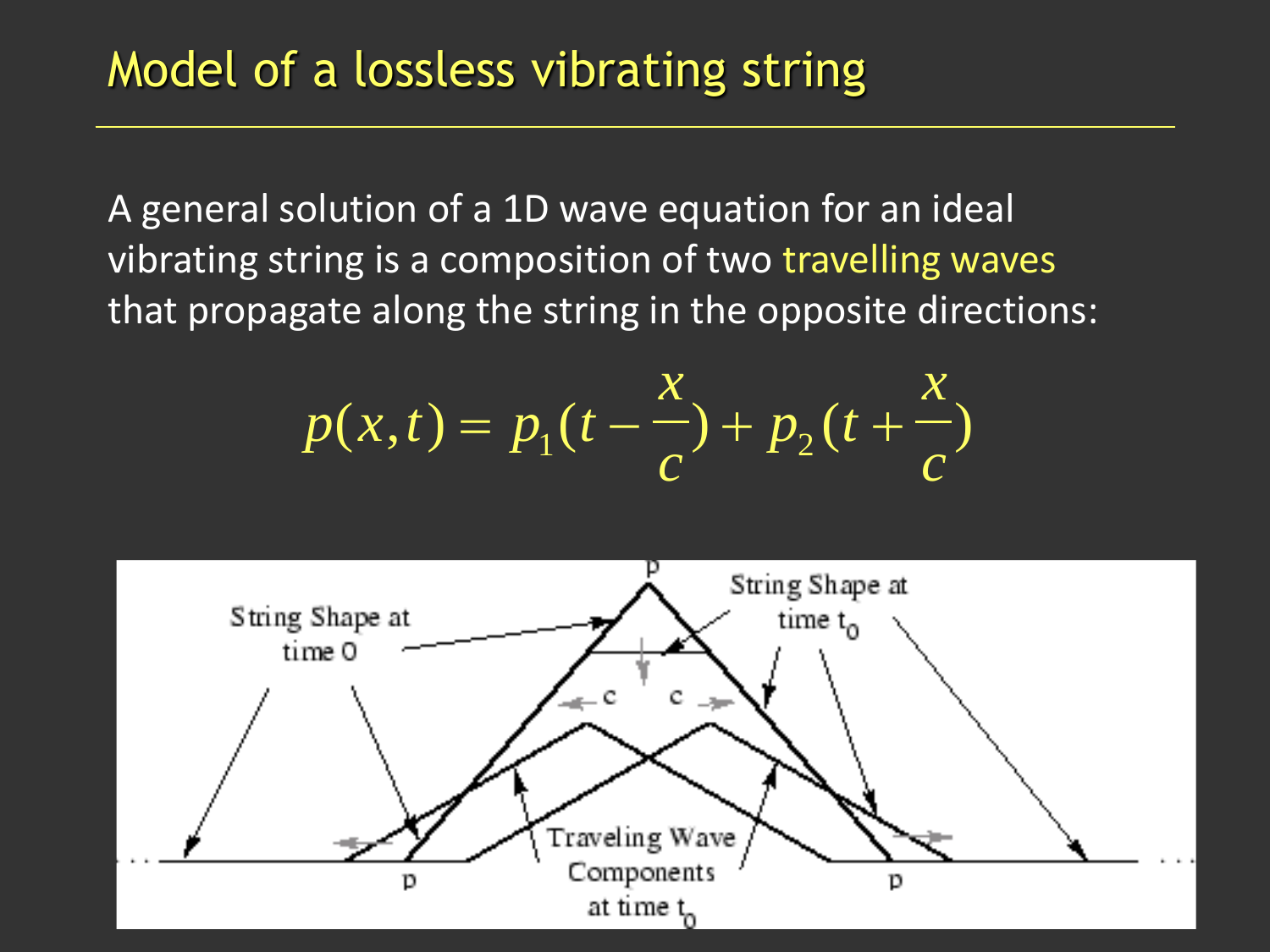# Model of a lossless vibrating string

A general solution of a 1D wave equation for an ideal vibrating string is a composition of two travelling waves that propagate along the string in the opposite directions:

$$p(x,t) = p_1(t - \frac{x}{c}) + p_2(t + \frac{x}{c})$$

String Shape at time 0

String Shape at time $t_0$

Traveling Wave Components at time $t_0$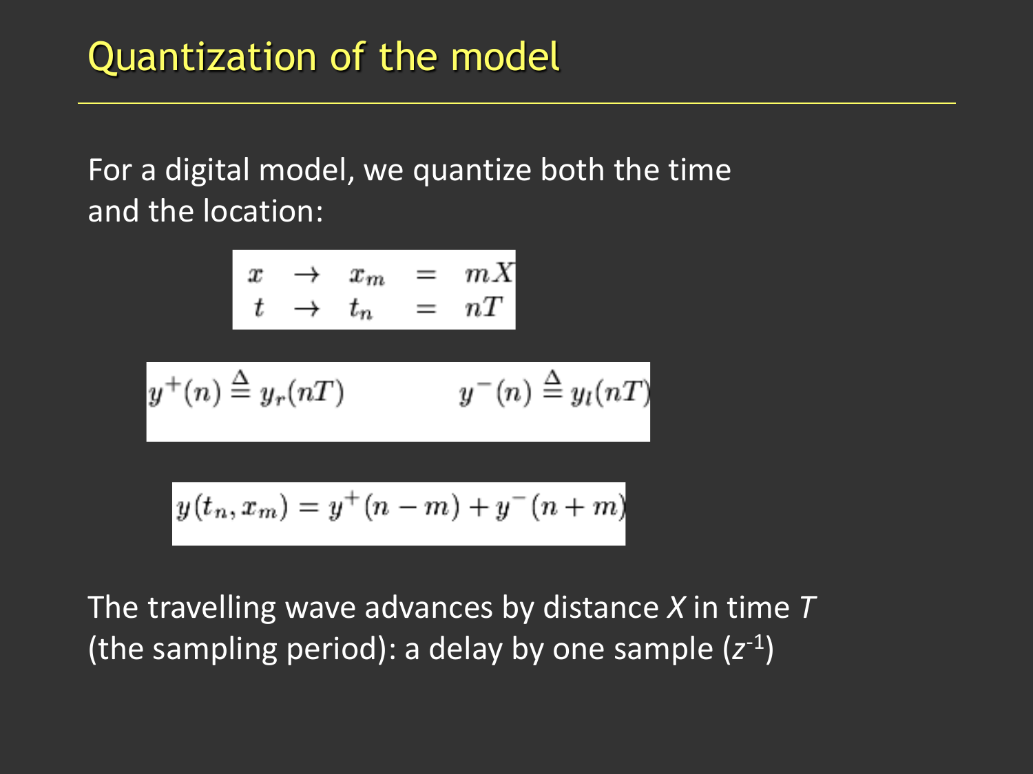# Quantization of the model

For a digital model, we quantize both the time and the location:

$$
\begin{array}{ccccc}
x & \rightarrow & x_m & = & mX \\
t & \rightarrow & t_n & = & nT
\end{array}
$$

$$
y^+(n) \triangleq y_r(nT) \qquad\qquad y^-(n) \triangleq y_l(nT)
$$

$$
y(t_n, x_m) = y^+(n-m) + y^-(n+m)
$$

The travelling wave advances by distance *X* in time *T* (the sampling period): a delay by one sample ($z^{-1}$)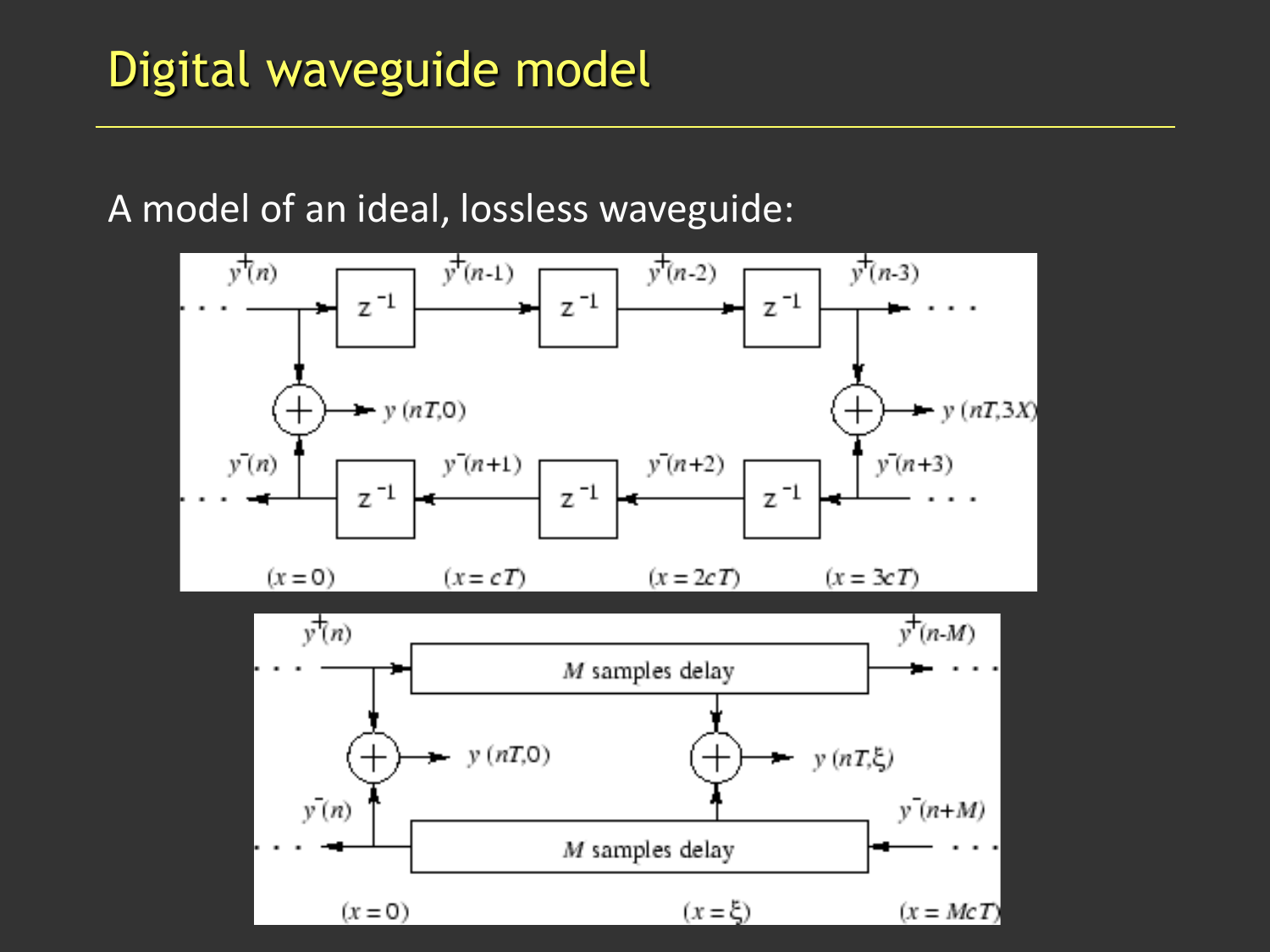# Digital waveguide model

A model of an ideal, lossless waveguide: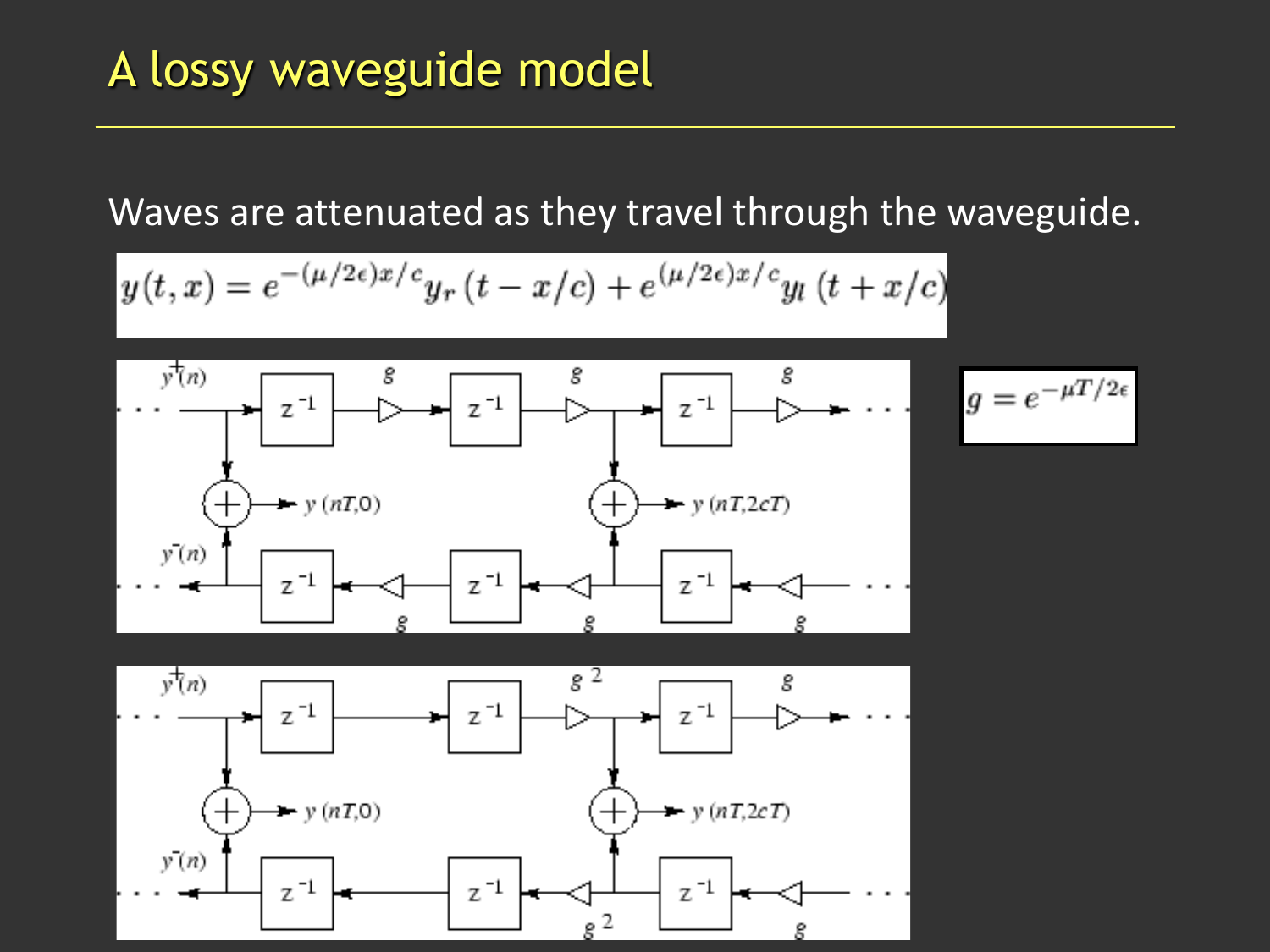# A lossy waveguide model

Waves are attenuated as they travel through the waveguide.

$$y(t,x) = e^{-(\mu/2\epsilon)x/c} y_r\left(t - x/c\right) + e^{(\mu/2\epsilon)x/c} y_l\left(t + x/c\right)$$

$$g = e^{-\mu T/2\epsilon}$$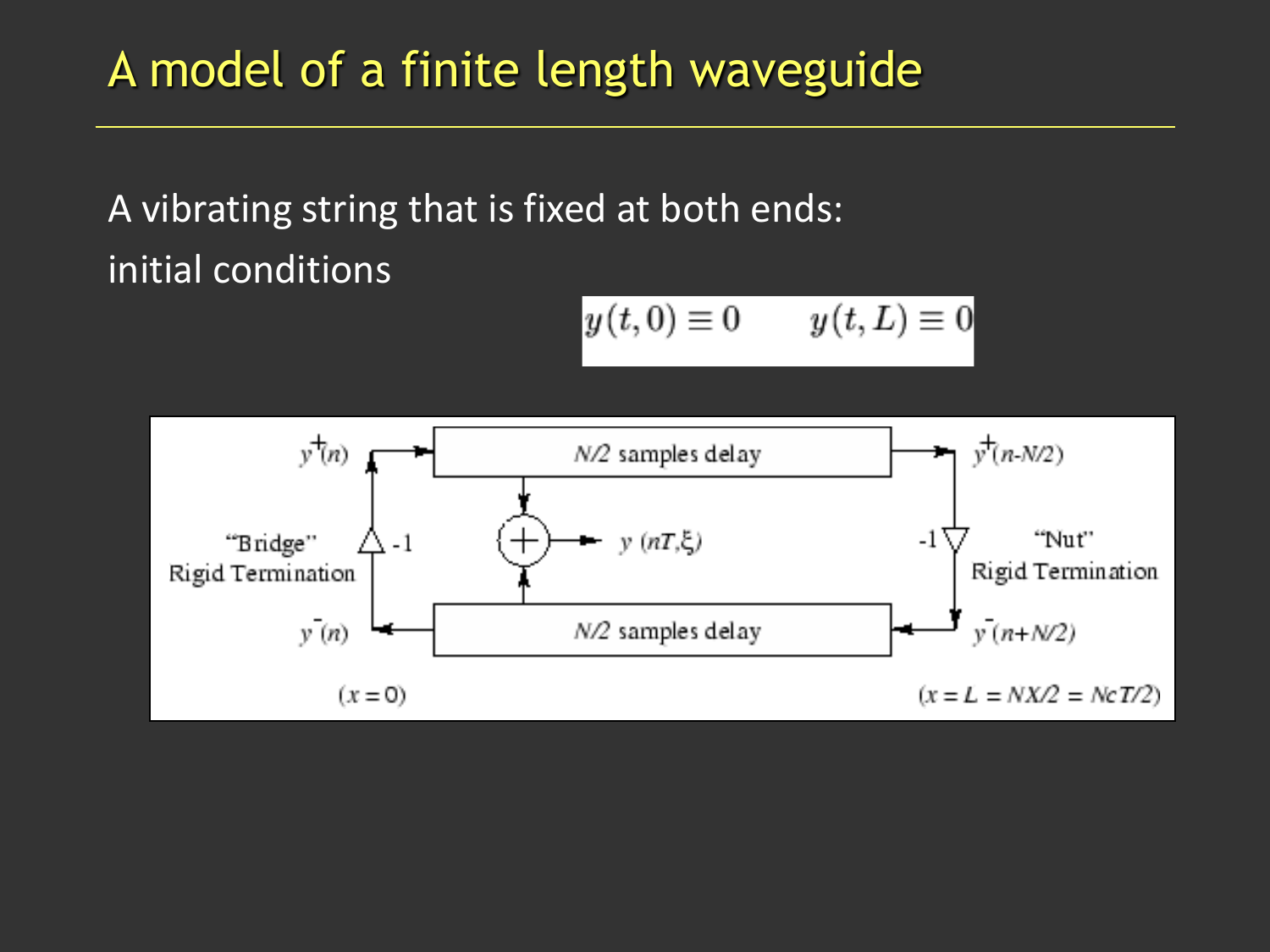# A model of a finite length waveguide

A vibrating string that is fixed at both ends:

initial conditions

$$y(t,0) \equiv 0 \qquad y(t,L) \equiv 0$$

$y^{+}(n)$ — $N/2$ samples delay — $y^{+}(n-N/2)$

"Bridge" Rigid Termination — $-1$ — $y(nT,\xi)$ — $-1$ — "Nut" Rigid Termination

$y^{-}(n)$ — $N/2$ samples delay — $y^{-}(n+N/2)$

$(x=0)$ $\qquad$ $(x = L = NX/2 = NcT/2)$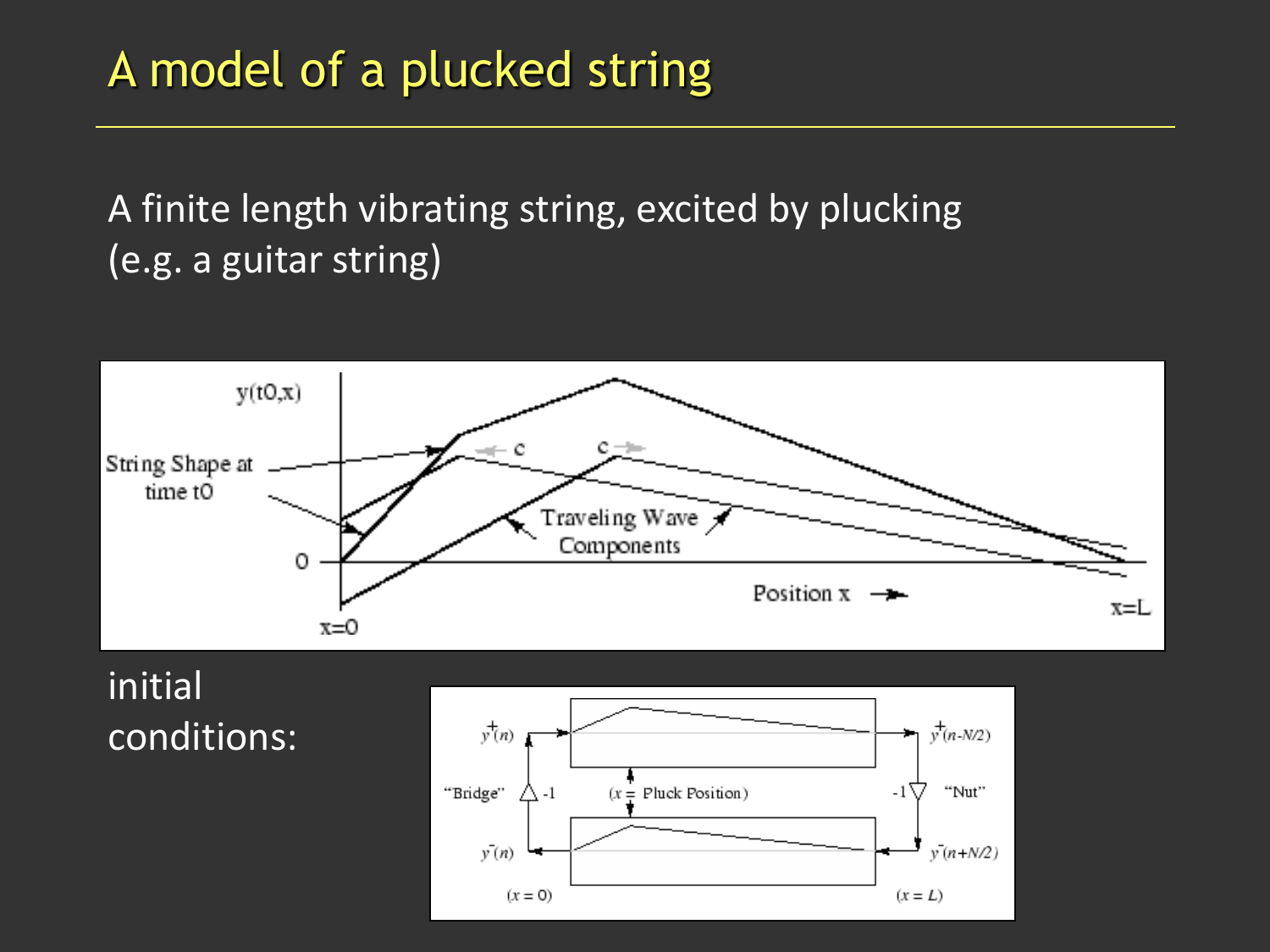# A model of a plucked string

A finite length vibrating string, excited by plucking (e.g. a guitar string)

initial conditions: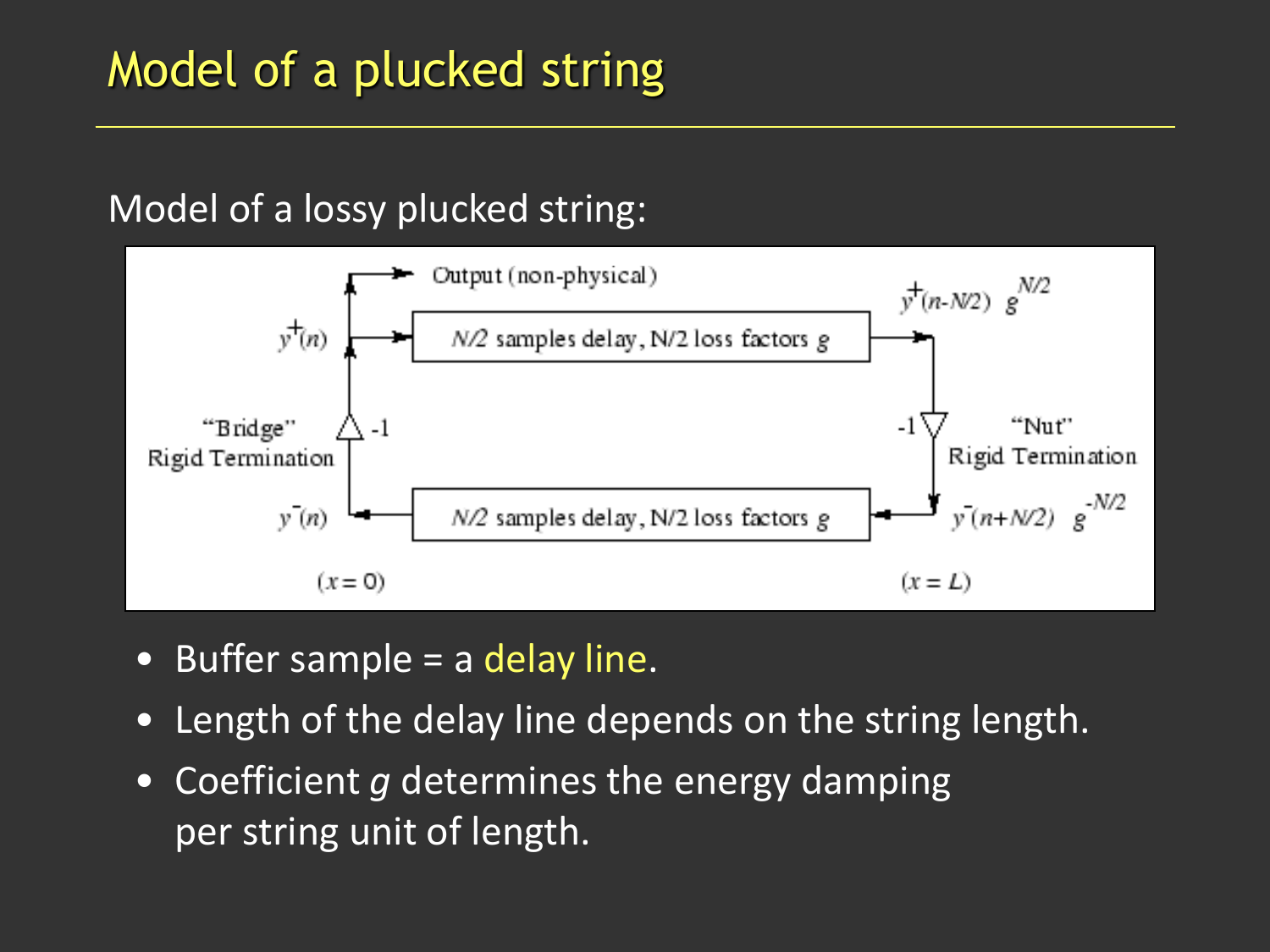# Model of a plucked string

Model of a lossy plucked string:

Output (non-physical)

$y^+(n)$ → $N/2$ samples delay, N/2 loss factors $g$ → $y^+(n-N/2)\ g^{N/2}$

"Bridge" Rigid Termination &nbsp;&nbsp; -1 &nbsp;&nbsp;&nbsp;&nbsp; -1 &nbsp;&nbsp; "Nut" Rigid Termination

$y^-(n)$ ← $N/2$ samples delay, N/2 loss factors $g$ ← $y^-(n+N/2)\ g^{-N/2}$

$(x = 0)$ &nbsp;&nbsp;&nbsp;&nbsp; $(x = L)$

- Buffer sample = a delay line.
- Length of the delay line depends on the string length.
- Coefficient $g$ determines the energy damping per string unit of length.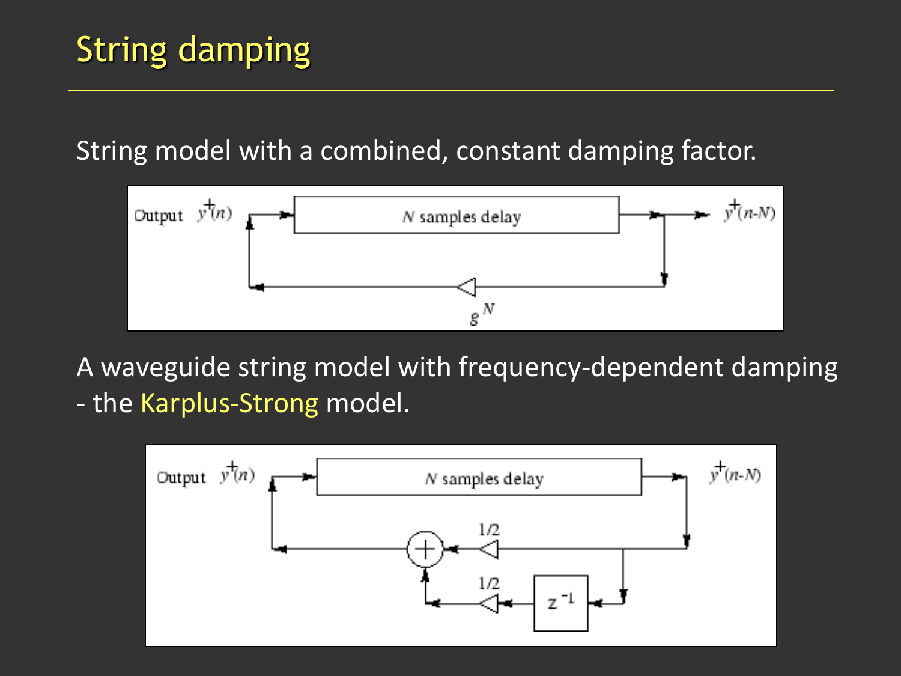# String damping

String model with a combined, constant damping factor.

A waveguide string model with frequency-dependent damping - the Karplus-Strong model.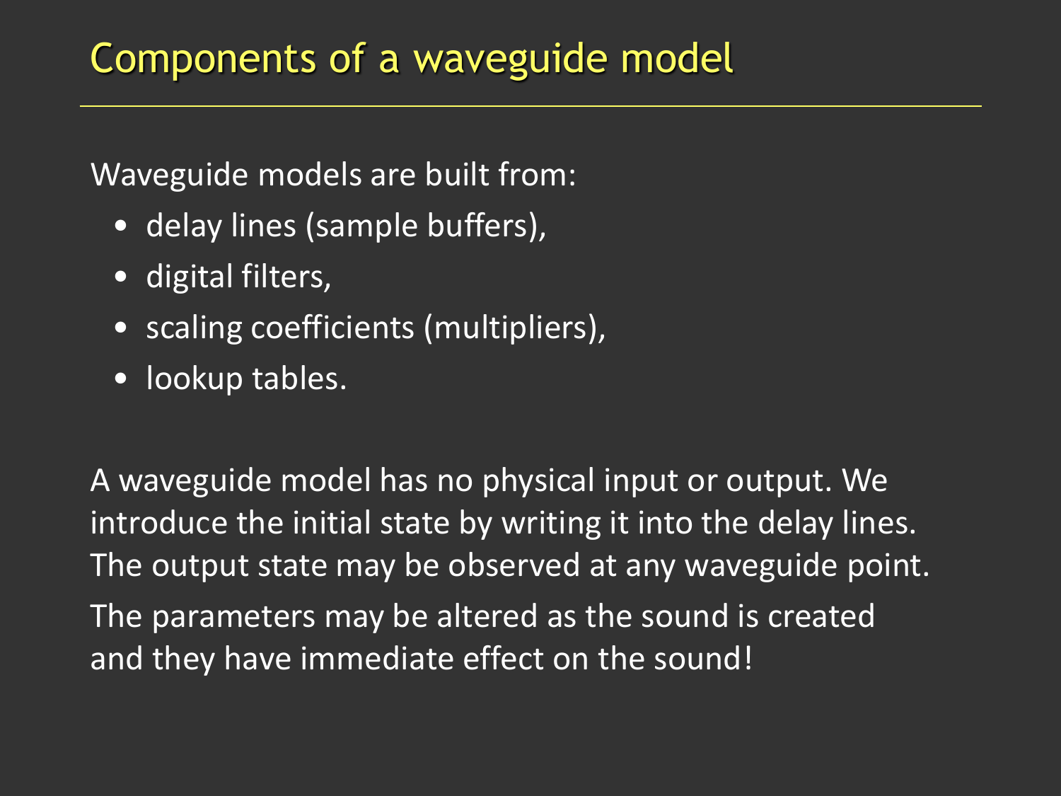# Components of a waveguide model

Waveguide models are built from:

- delay lines (sample buffers),
- digital filters,
- scaling coefficients (multipliers),
- lookup tables.

A waveguide model has no physical input or output. We introduce the initial state by writing it into the delay lines. The output state may be observed at any waveguide point.

The parameters may be altered as the sound is created and they have immediate effect on the sound!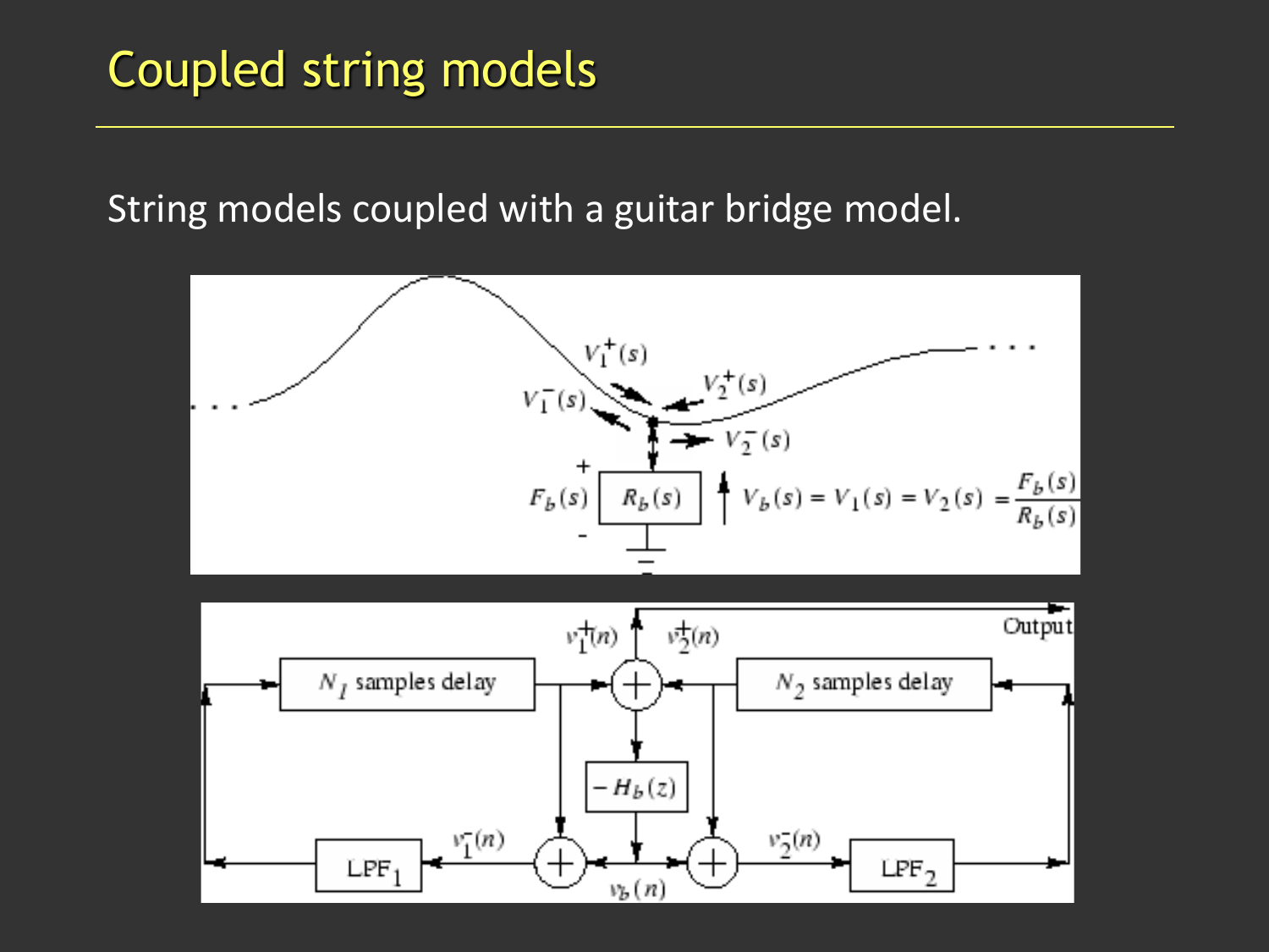# Coupled string models

String models coupled with a guitar bridge model.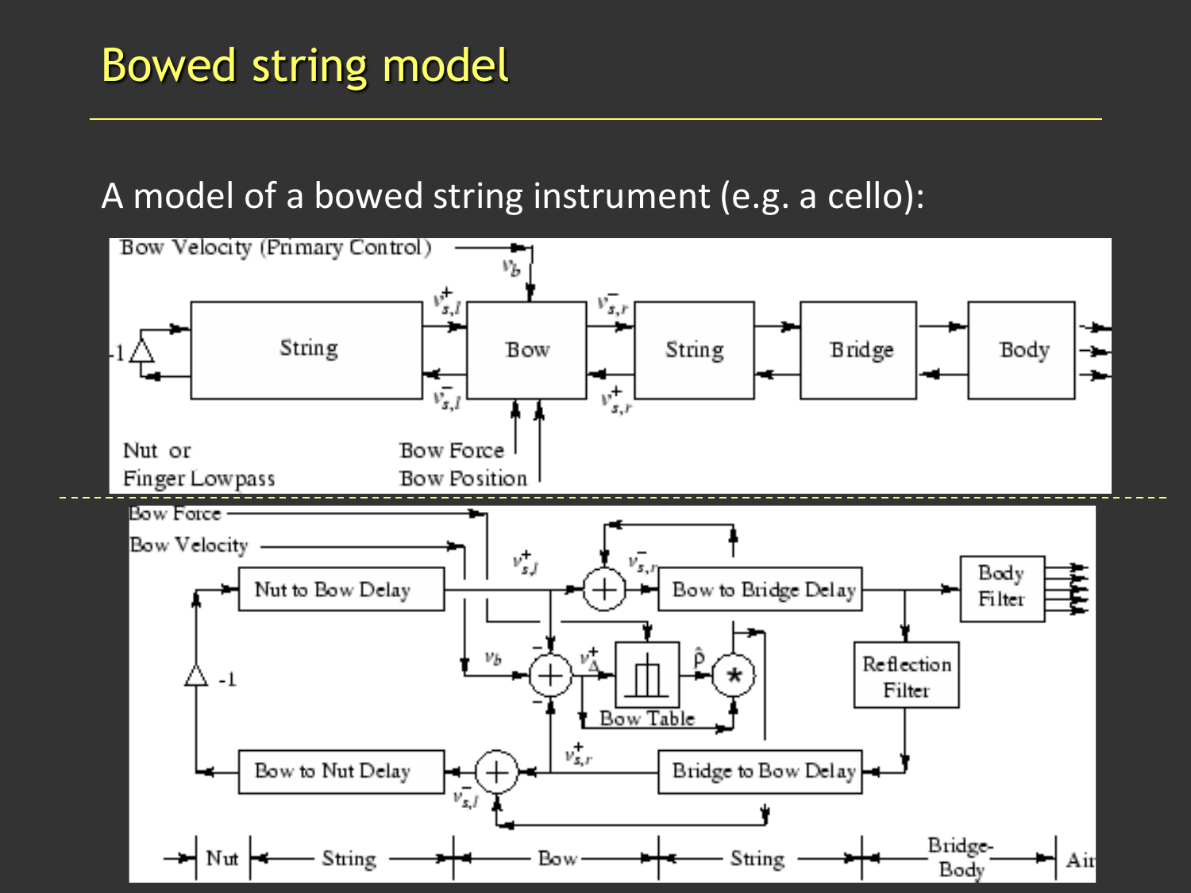# Bowed string model

A model of a bowed string instrument (e.g. a cello):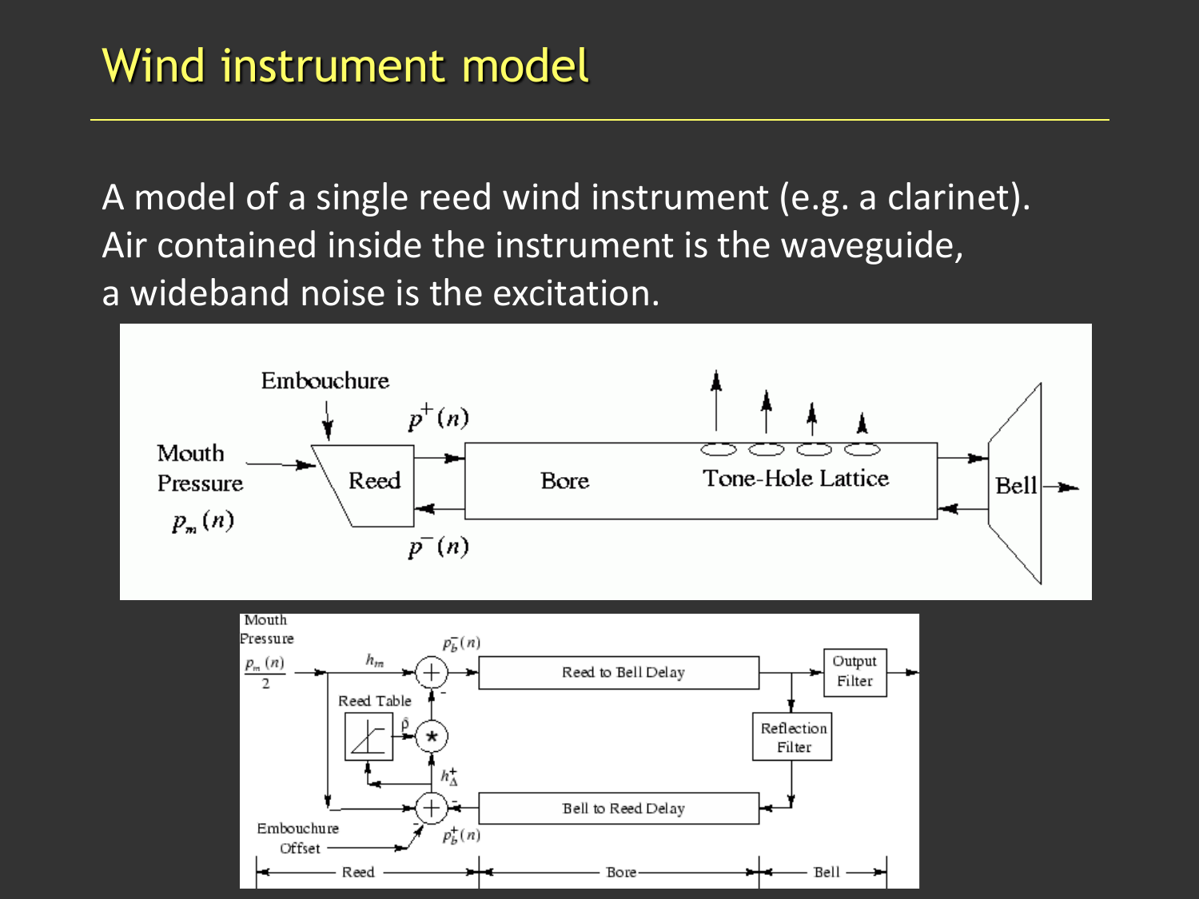# Wind instrument model

A model of a single reed wind instrument (e.g. a clarinet). Air contained inside the instrument is the waveguide, a wideband noise is the excitation.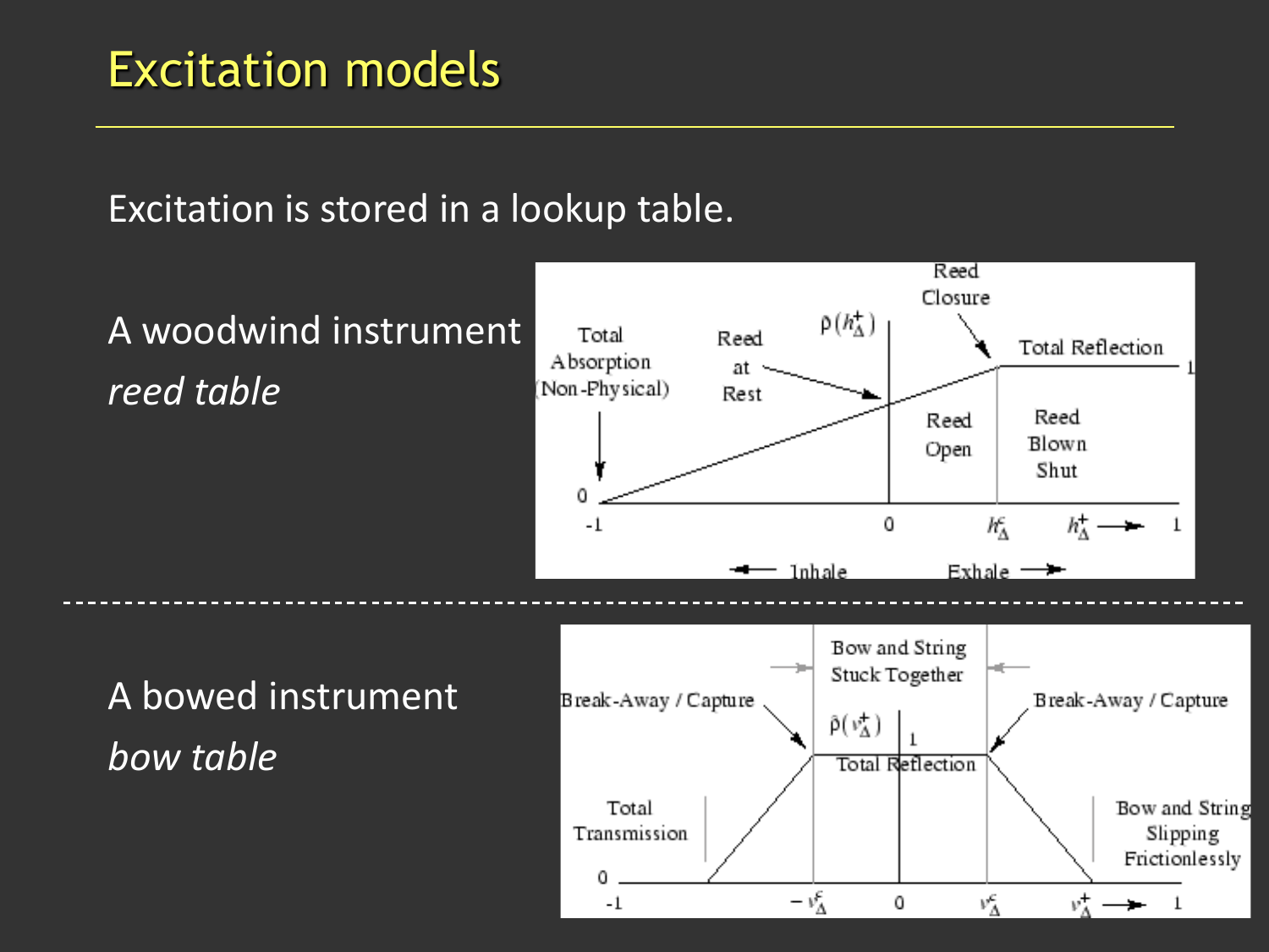# Excitation models

Excitation is stored in a lookup table.

A woodwind instrument *reed table*

A bowed instrument *bow table*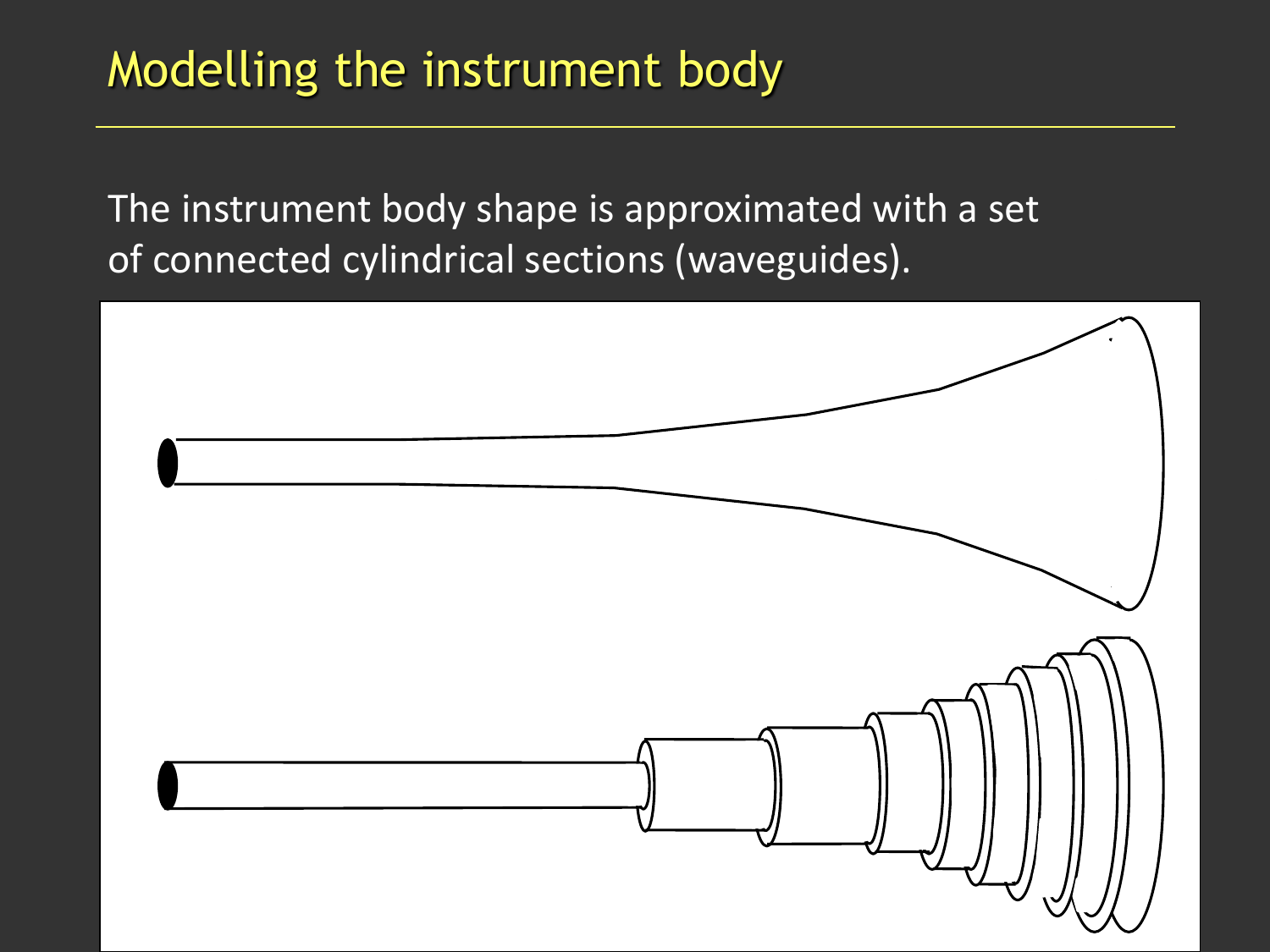# Modelling the instrument body

The instrument body shape is approximated with a set of connected cylindrical sections (waveguides).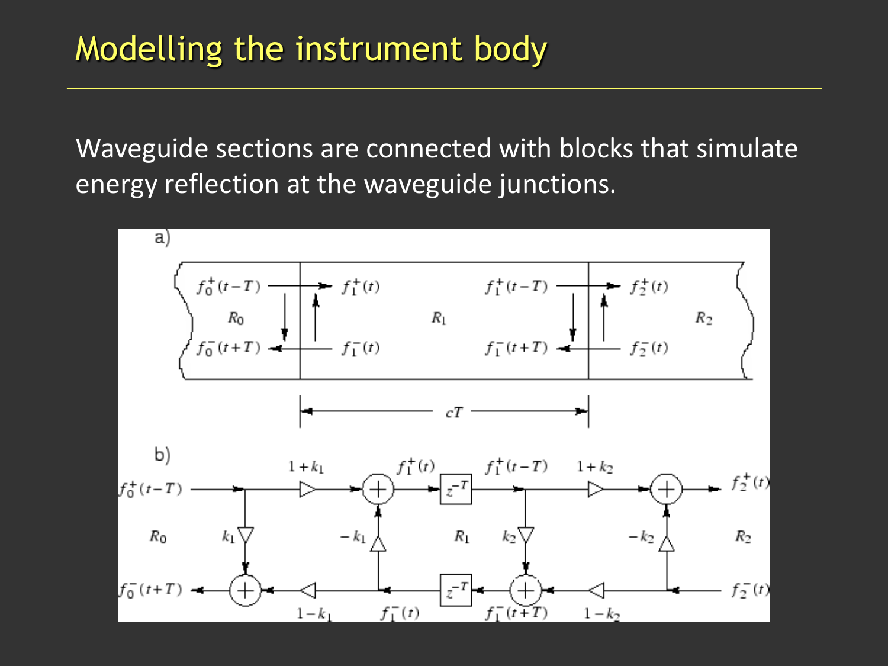# Modelling the instrument body

Waveguide sections are connected with blocks that simulate energy reflection at the waveguide junctions.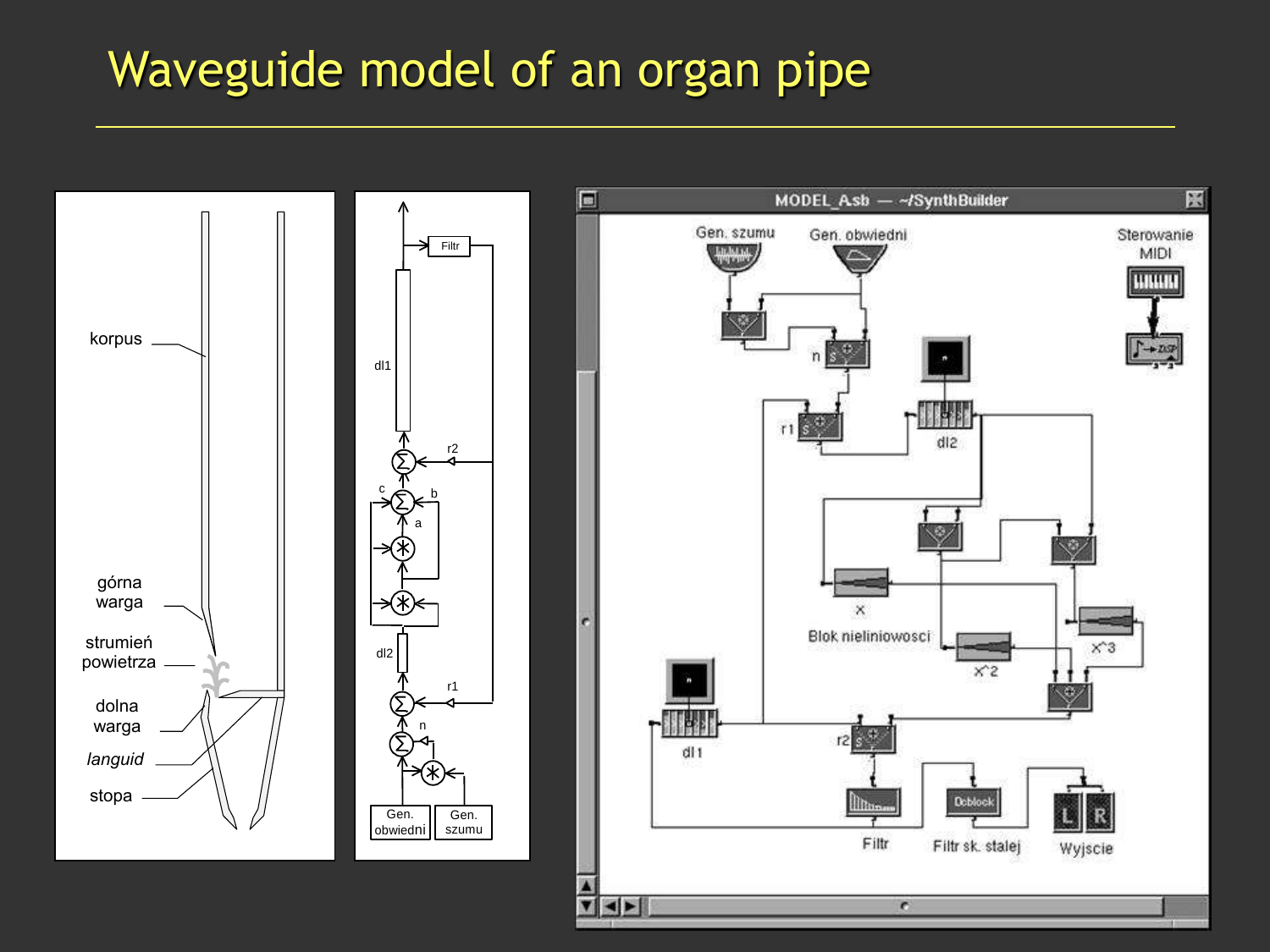# Waveguide model of an organ pipe

korpus

górna warga

strumień powietrza

dolna warga

*languid*

stopa

Filtr

dl1

r2

c

b

a

dl2

r1

n

Gen. obwiedni

Gen. szumu

MODEL_Asb — ~/SynthBuilder

Gen. szumu

Gen. obwiedni

Sterowanie MIDI

n

r1

dl2

x

Blok nieliniowosci

x^2

x^3

dl1

r2

Filtr

Filtr sk. stalej

Wyjscie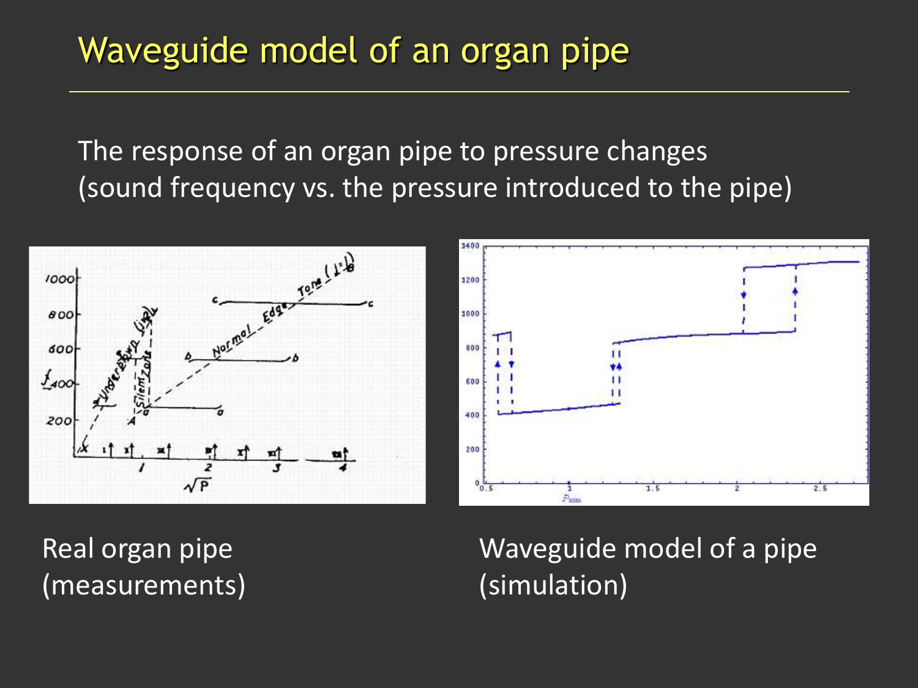# Waveguide model of an organ pipe

The response of an organ pipe to pressure changes
(sound frequency vs. the pressure introduced to the pipe)

Real organ pipe
(measurements)

Waveguide model of a pipe
(simulation)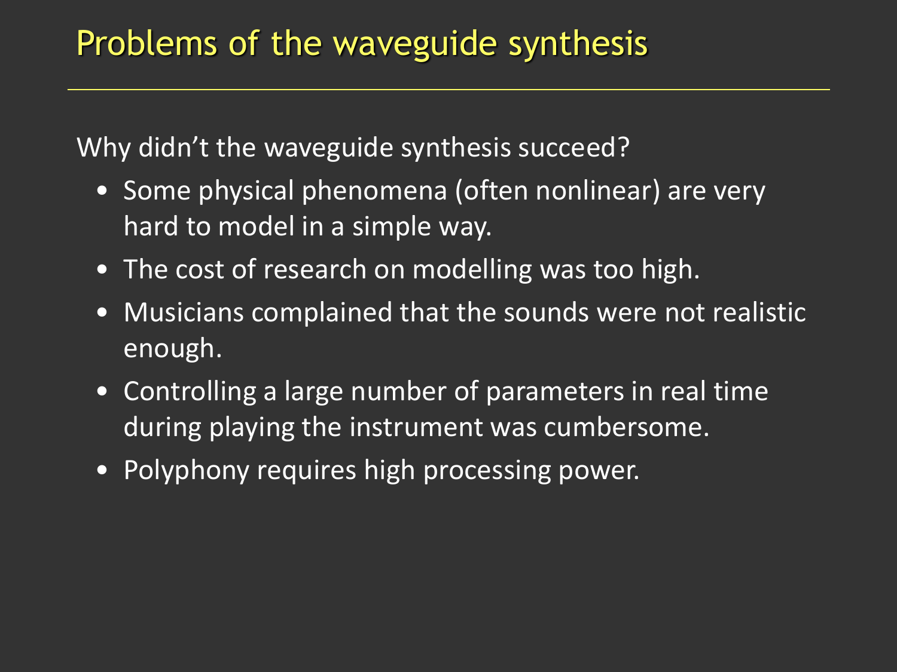# Problems of the waveguide synthesis

Why didn't the waveguide synthesis succeed?

- Some physical phenomena (often nonlinear) are very hard to model in a simple way.
- The cost of research on modelling was too high.
- Musicians complained that the sounds were not realistic enough.
- Controlling a large number of parameters in real time during playing the instrument was cumbersome.
- Polyphony requires high processing power.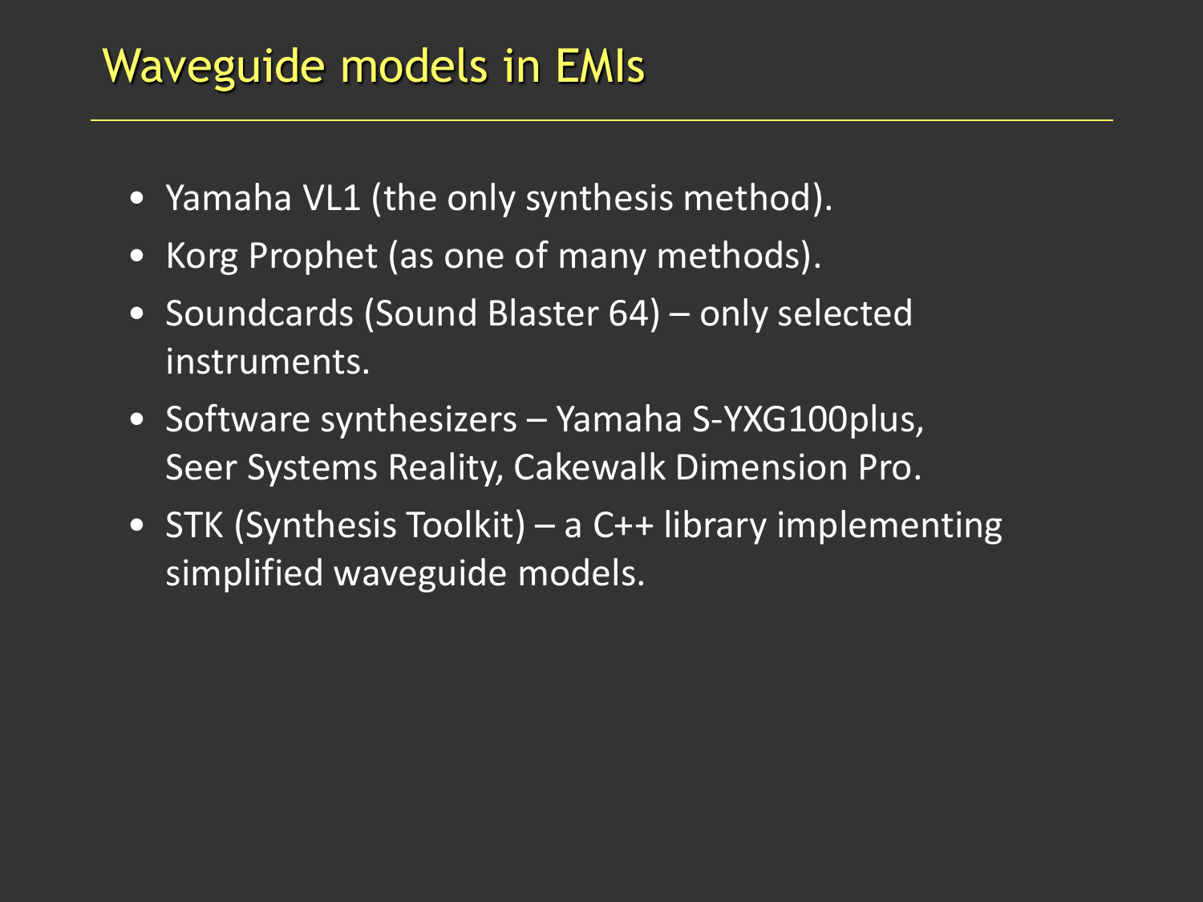# Waveguide models in EMIs

- Yamaha VL1 (the only synthesis method).
- Korg Prophet (as one of many methods).
- Soundcards (Sound Blaster 64) – only selected instruments.
- Software synthesizers – Yamaha S-YXG100plus, Seer Systems Reality, Cakewalk Dimension Pro.
- STK (Synthesis Toolkit) – a C++ library implementing simplified waveguide models.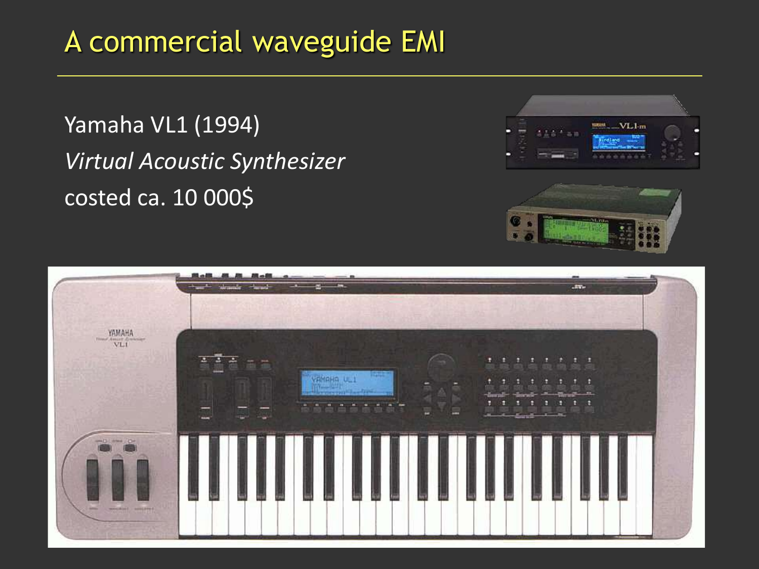# A commercial waveguide EMI

Yamaha VL1 (1994)

*Virtual Acoustic Synthesizer*

costed ca. 10 000$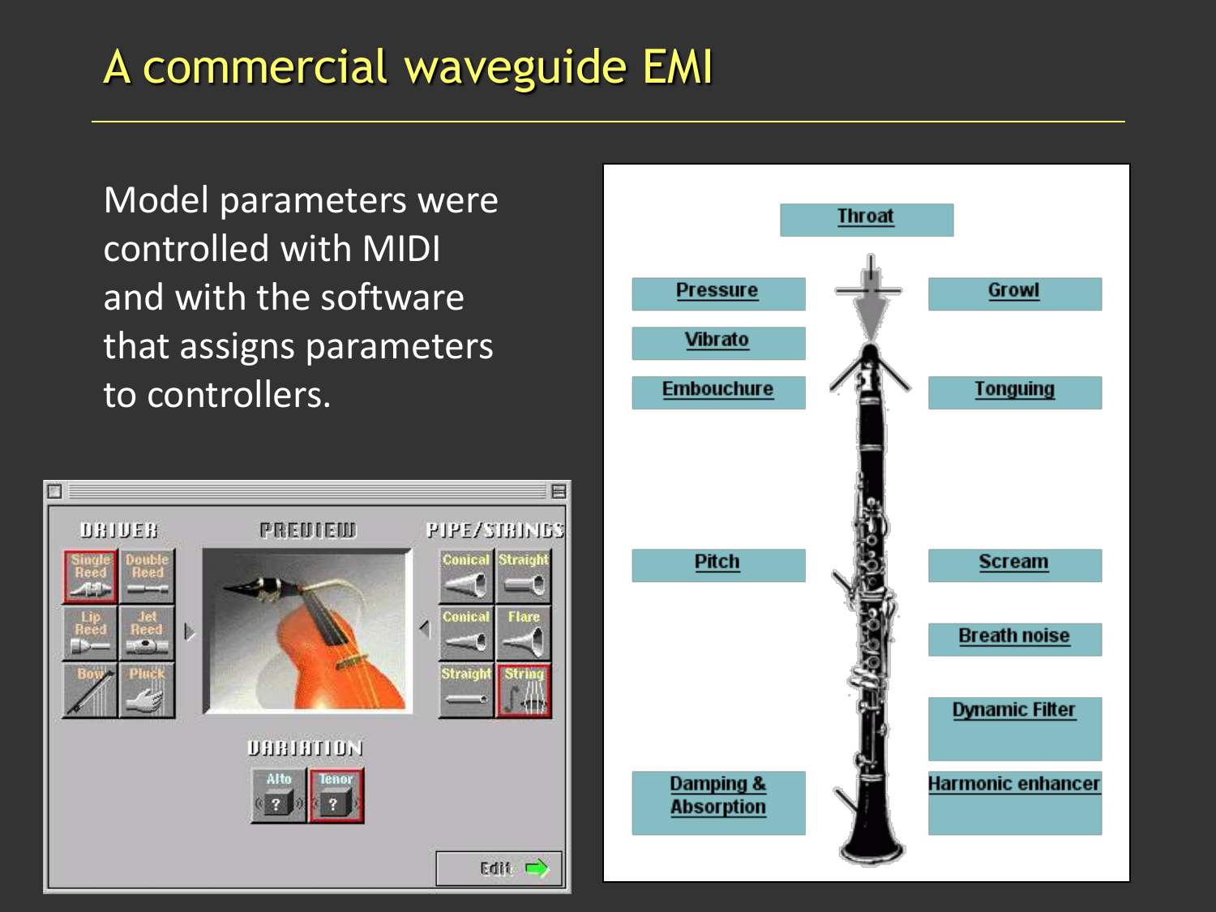# A commercial waveguide EMI

Model parameters were controlled with MIDI and with the software that assigns parameters to controllers.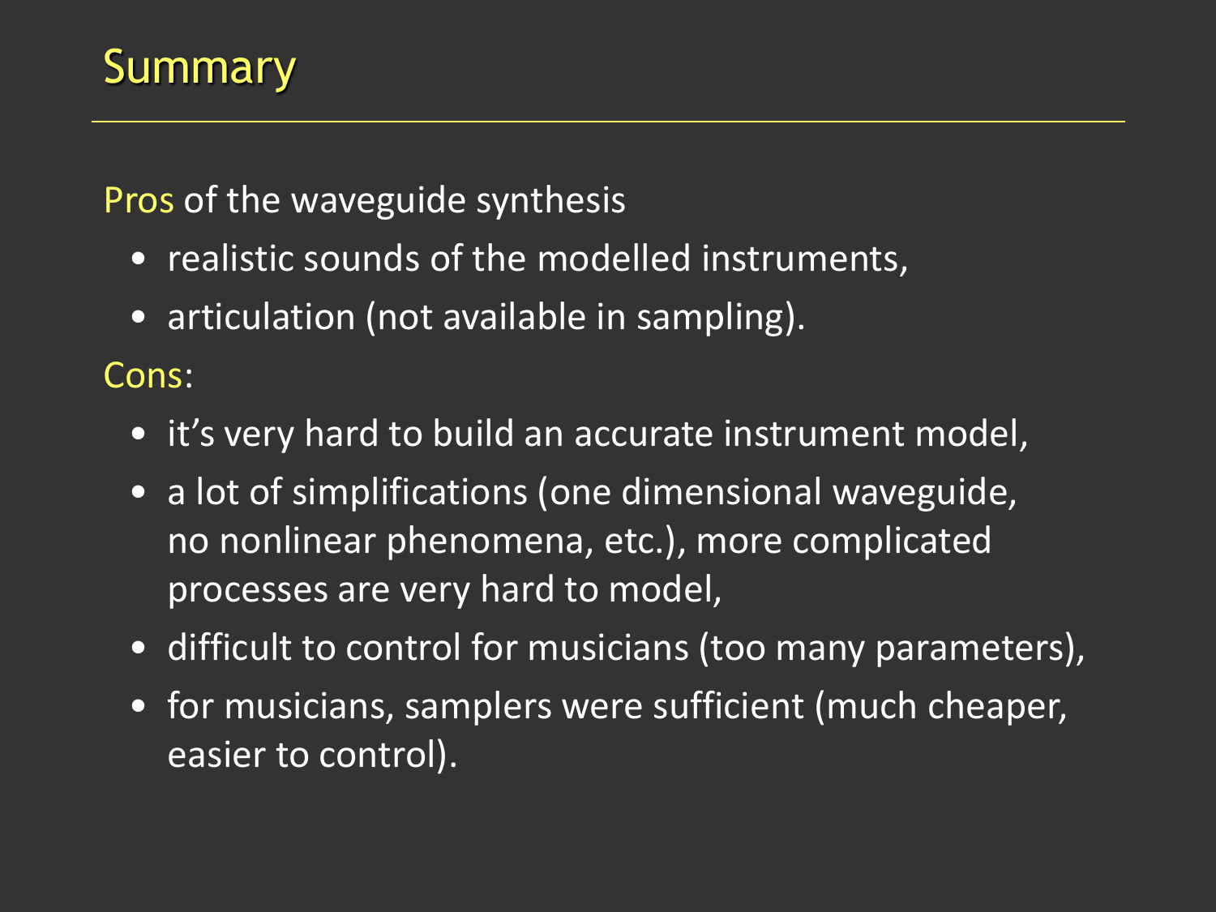# Summary

Pros of the waveguide synthesis

- realistic sounds of the modelled instruments,
- articulation (not available in sampling).

Cons:

- it's very hard to build an accurate instrument model,
- a lot of simplifications (one dimensional waveguide, no nonlinear phenomena, etc.), more complicated processes are very hard to model,
- difficult to control for musicians (too many parameters),
- for musicians, samplers were sufficient (much cheaper, easier to control).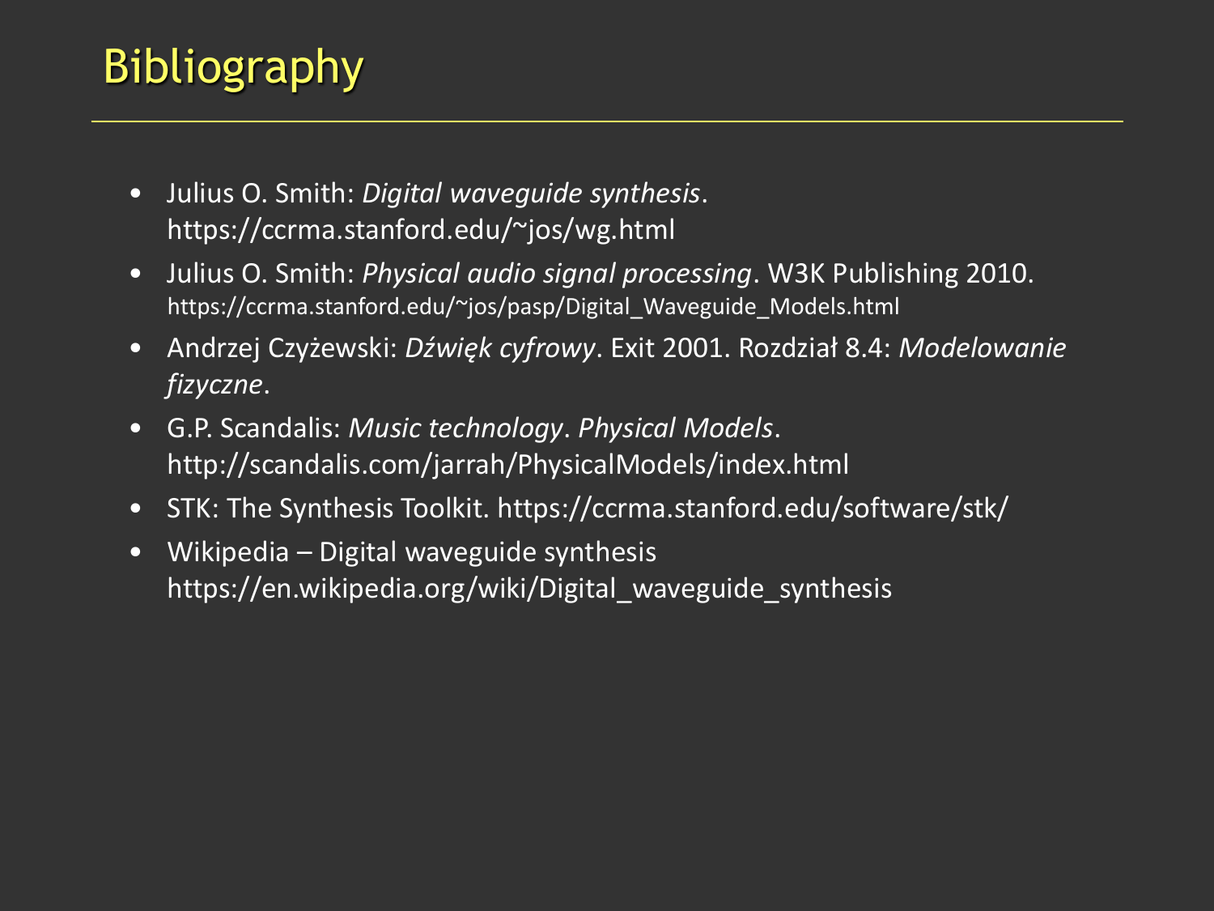# Bibliography

- Julius O. Smith: *Digital waveguide synthesis*. https://ccrma.stanford.edu/~jos/wg.html
- Julius O. Smith: *Physical audio signal processing*. W3K Publishing 2010. https://ccrma.stanford.edu/~jos/pasp/Digital_Waveguide_Models.html
- Andrzej Czyżewski: *Dźwięk cyfrowy*. Exit 2001. Rozdział 8.4: *Modelowanie fizyczne*.
- G.P. Scandalis: *Music technology*. *Physical Models*. http://scandalis.com/jarrah/PhysicalModels/index.html
- STK: The Synthesis Toolkit. https://ccrma.stanford.edu/software/stk/
- Wikipedia – Digital waveguide synthesis https://en.wikipedia.org/wiki/Digital_waveguide_synthesis